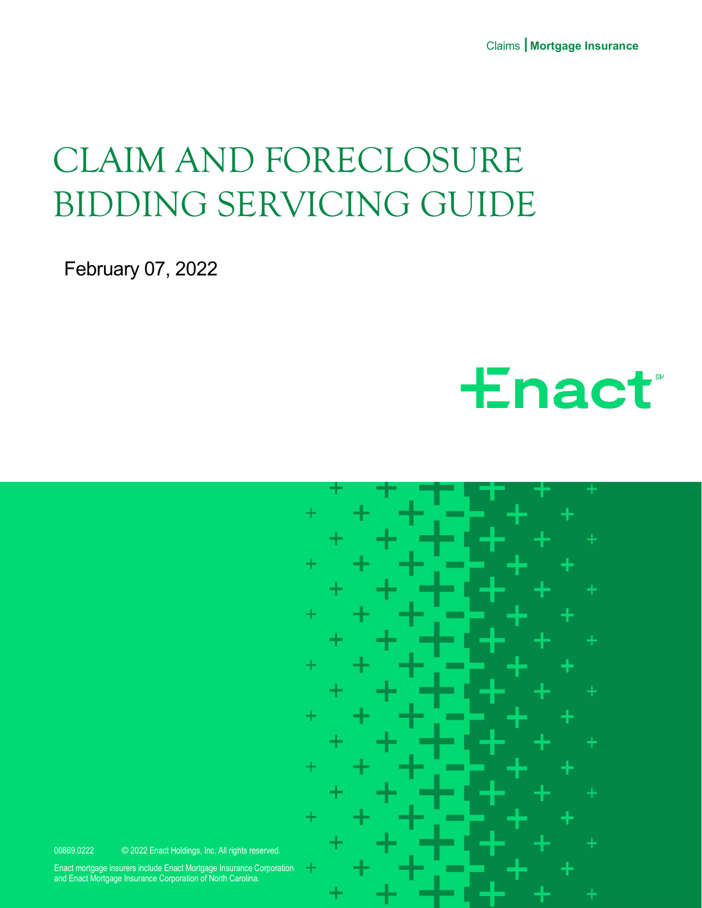Claims | **Mortgage Insurance**

# CLAIM AND FORECLOSURE BIDDING SERVICING GUIDE

February 07, 2022

Enact[SM]

00869.0222 © 2022 Enact Holdings, Inc. All rights reserved.

Enact mortgage insurers include Enact Mortgage Insurance Corporation and Enact Mortgage Insurance Corporation of North Carolina.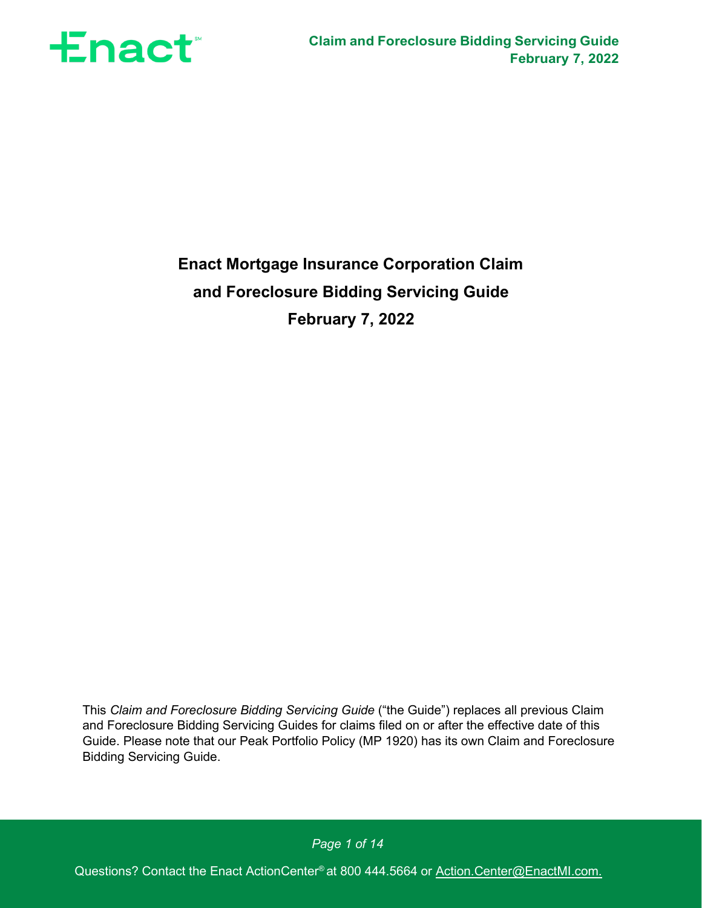# Enact Mortgage Insurance Corporation Claim and Foreclosure Bidding Servicing Guide

**February 7, 2022**

This *Claim and Foreclosure Bidding Servicing Guide* ("the Guide") replaces all previous Claim and Foreclosure Bidding Servicing Guides for claims filed on or after the effective date of this Guide. Please note that our Peak Portfolio Policy (MP 1920) has its own Claim and Foreclosure Bidding Servicing Guide.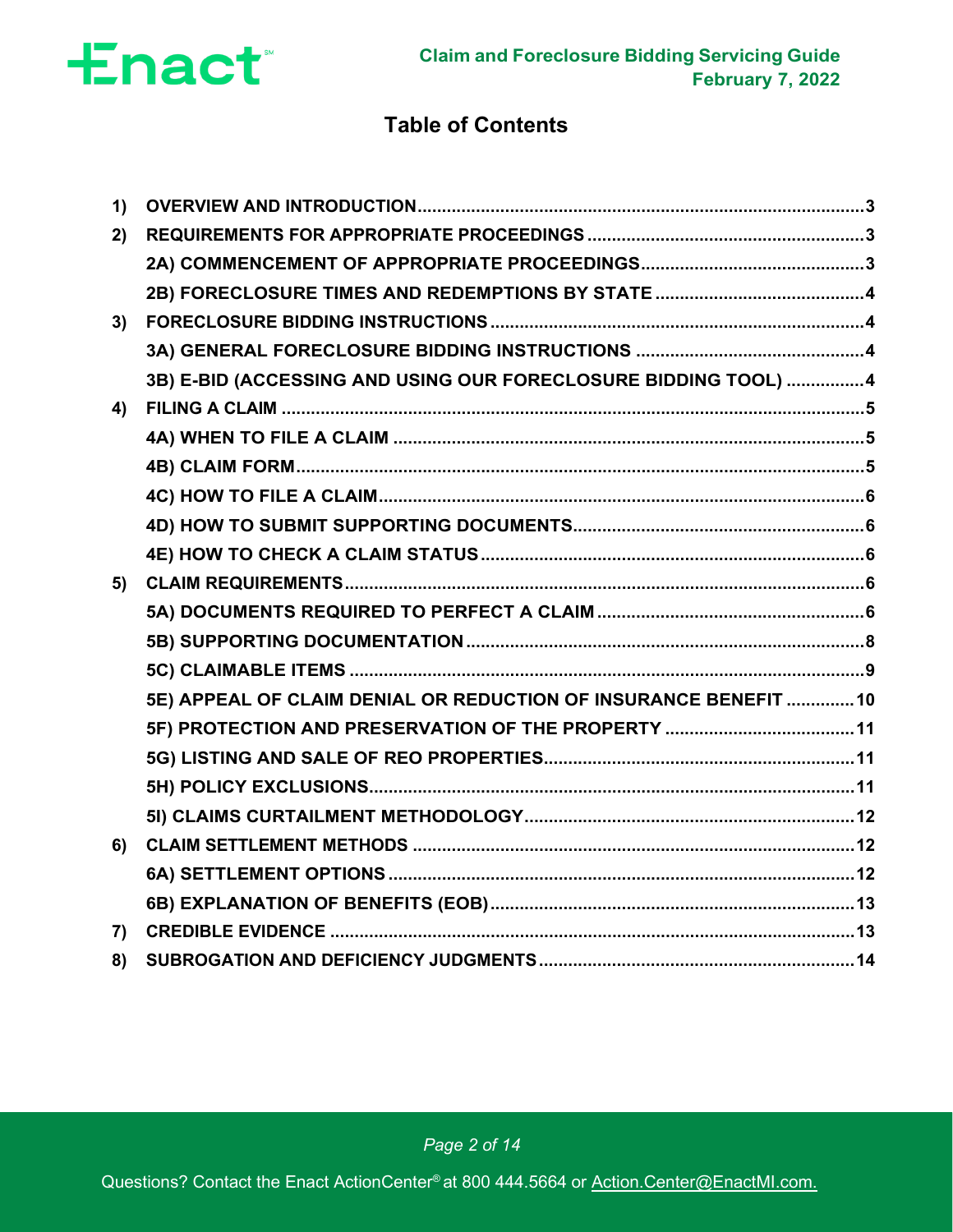# Table of Contents

| | | |
|---|---|---|
| 1) | OVERVIEW AND INTRODUCTION | 3 |
| 2) | REQUIREMENTS FOR APPROPRIATE PROCEEDINGS | 3 |
| | 2A) COMMENCEMENT OF APPROPRIATE PROCEEDINGS | 3 |
| | 2B) FORECLOSURE TIMES AND REDEMPTIONS BY STATE | 4 |
| 3) | FORECLOSURE BIDDING INSTRUCTIONS | 4 |
| | 3A) GENERAL FORECLOSURE BIDDING INSTRUCTIONS | 4 |
| | 3B) E-BID (ACCESSING AND USING OUR FORECLOSURE BIDDING TOOL) | 4 |
| 4) | FILING A CLAIM | 5 |
| | 4A) WHEN TO FILE A CLAIM | 5 |
| | 4B) CLAIM FORM | 5 |
| | 4C) HOW TO FILE A CLAIM | 6 |
| | 4D) HOW TO SUBMIT SUPPORTING DOCUMENTS | 6 |
| | 4E) HOW TO CHECK A CLAIM STATUS | 6 |
| 5) | CLAIM REQUIREMENTS | 6 |
| | 5A) DOCUMENTS REQUIRED TO PERFECT A CLAIM | 6 |
| | 5B) SUPPORTING DOCUMENTATION | 8 |
| | 5C) CLAIMABLE ITEMS | 9 |
| | 5E) APPEAL OF CLAIM DENIAL OR REDUCTION OF INSURANCE BENEFIT | 10 |
| | 5F) PROTECTION AND PRESERVATION OF THE PROPERTY | 11 |
| | 5G) LISTING AND SALE OF REO PROPERTIES | 11 |
| | 5H) POLICY EXCLUSIONS | 11 |
| | 5I) CLAIMS CURTAILMENT METHODOLOGY | 12 |
| 6) | CLAIM SETTLEMENT METHODS | 12 |
| | 6A) SETTLEMENT OPTIONS | 12 |
| | 6B) EXPLANATION OF BENEFITS (EOB) | 13 |
| 7) | CREDIBLE EVIDENCE | 13 |
| 8) | SUBROGATION AND DEFICIENCY JUDGMENTS | 14 |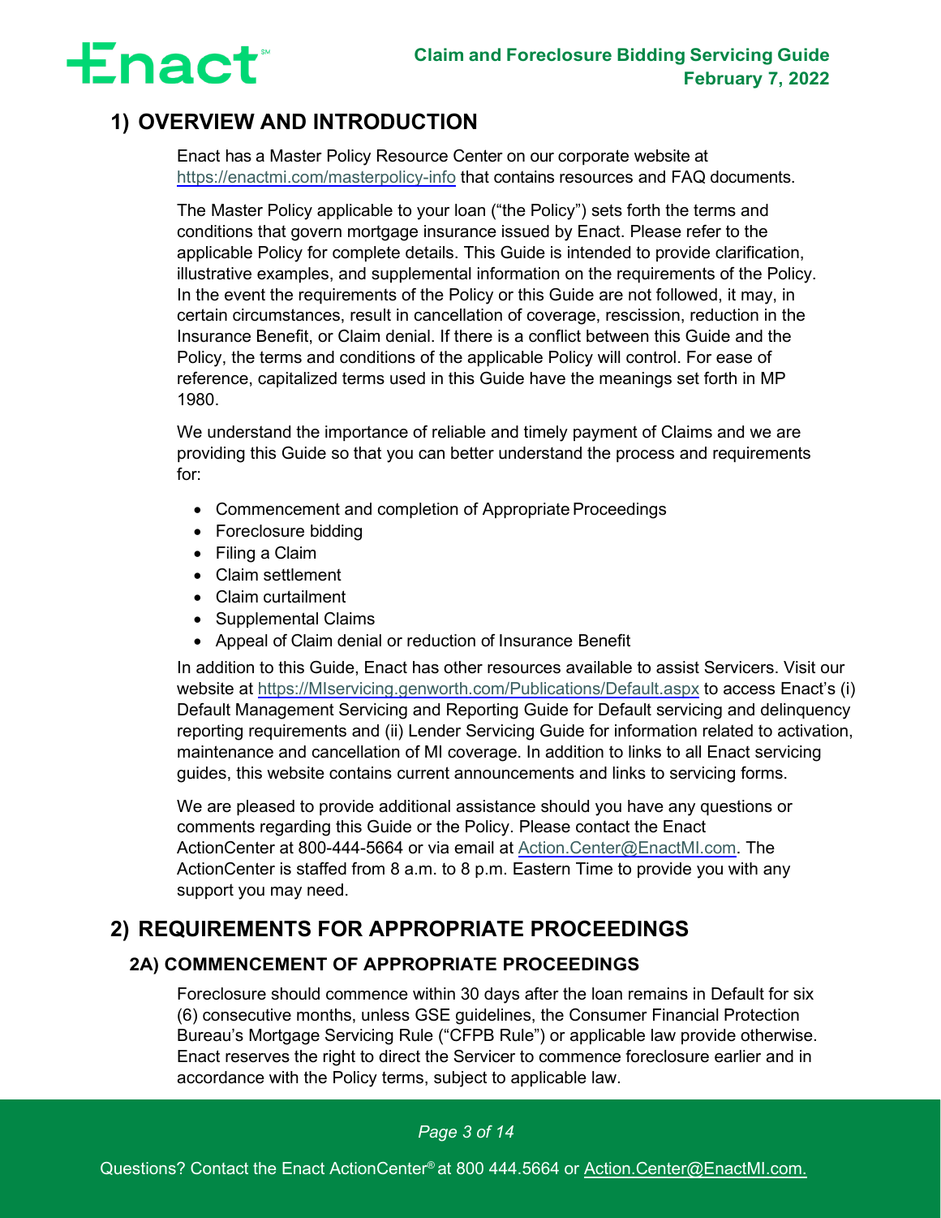## 1) OVERVIEW AND INTRODUCTION

Enact has a Master Policy Resource Center on our corporate website at https://enactmi.com/masterpolicy-info that contains resources and FAQ documents.

The Master Policy applicable to your loan ("the Policy") sets forth the terms and conditions that govern mortgage insurance issued by Enact. Please refer to the applicable Policy for complete details. This Guide is intended to provide clarification, illustrative examples, and supplemental information on the requirements of the Policy. In the event the requirements of the Policy or this Guide are not followed, it may, in certain circumstances, result in cancellation of coverage, rescission, reduction in the Insurance Benefit, or Claim denial. If there is a conflict between this Guide and the Policy, the terms and conditions of the applicable Policy will control. For ease of reference, capitalized terms used in this Guide have the meanings set forth in MP 1980.

We understand the importance of reliable and timely payment of Claims and we are providing this Guide so that you can better understand the process and requirements for:

- Commencement and completion of Appropriate Proceedings
- Foreclosure bidding
- Filing a Claim
- Claim settlement
- Claim curtailment
- Supplemental Claims
- Appeal of Claim denial or reduction of Insurance Benefit

In addition to this Guide, Enact has other resources available to assist Servicers. Visit our website at https://MIservicing.genworth.com/Publications/Default.aspx to access Enact's (i) Default Management Servicing and Reporting Guide for Default servicing and delinquency reporting requirements and (ii) Lender Servicing Guide for information related to activation, maintenance and cancellation of MI coverage. In addition to links to all Enact servicing guides, this website contains current announcements and links to servicing forms.

We are pleased to provide additional assistance should you have any questions or comments regarding this Guide or the Policy. Please contact the Enact ActionCenter at 800-444-5664 or via email at Action.Center@EnactMI.com. The ActionCenter is staffed from 8 a.m. to 8 p.m. Eastern Time to provide you with any support you may need.

## 2) REQUIREMENTS FOR APPROPRIATE PROCEEDINGS

### 2A) COMMENCEMENT OF APPROPRIATE PROCEEDINGS

Foreclosure should commence within 30 days after the loan remains in Default for six (6) consecutive months, unless GSE guidelines, the Consumer Financial Protection Bureau's Mortgage Servicing Rule ("CFPB Rule") or applicable law provide otherwise. Enact reserves the right to direct the Servicer to commence foreclosure earlier and in accordance with the Policy terms, subject to applicable law.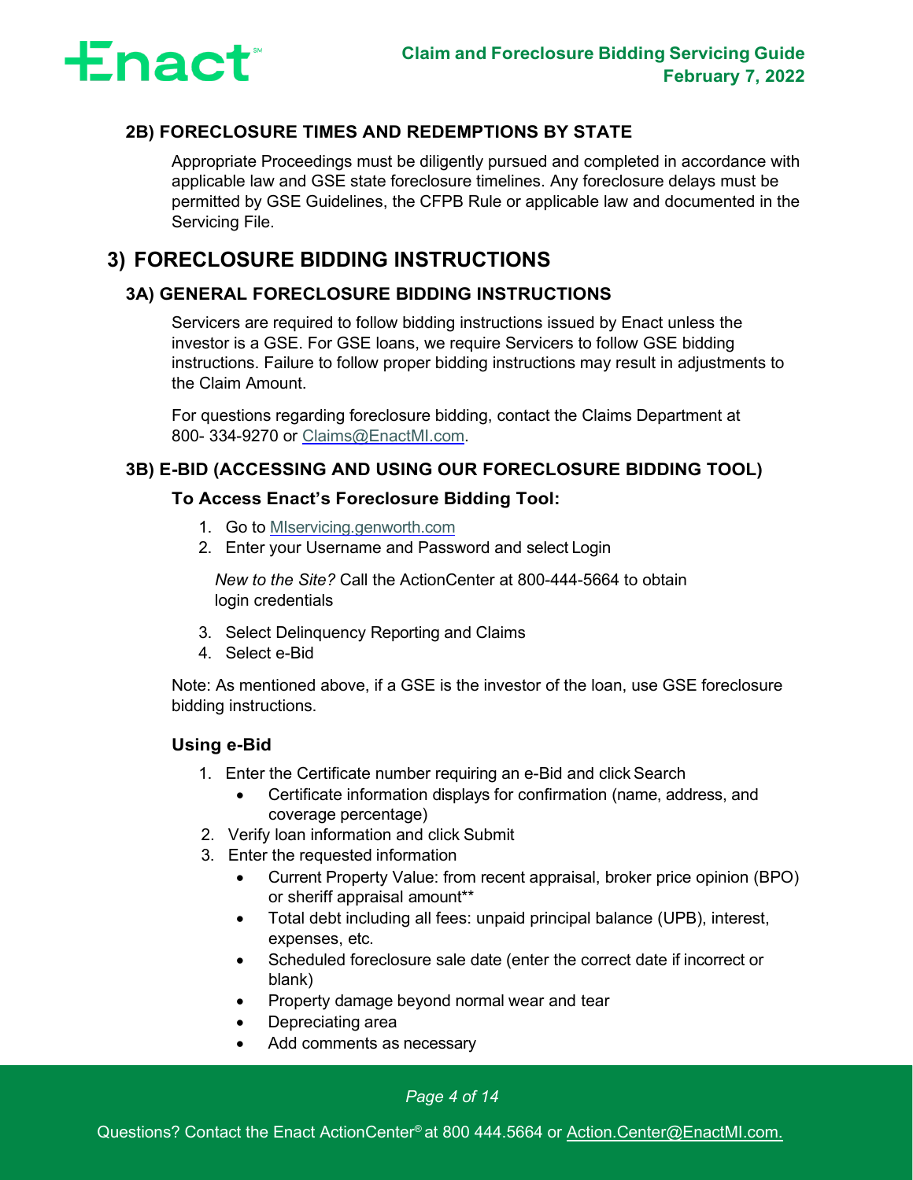## 2B) FORECLOSURE TIMES AND REDEMPTIONS BY STATE

Appropriate Proceedings must be diligently pursued and completed in accordance with applicable law and GSE state foreclosure timelines. Any foreclosure delays must be permitted by GSE Guidelines, the CFPB Rule or applicable law and documented in the Servicing File.

# 3) FORECLOSURE BIDDING INSTRUCTIONS

## 3A) GENERAL FORECLOSURE BIDDING INSTRUCTIONS

Servicers are required to follow bidding instructions issued by Enact unless the investor is a GSE. For GSE loans, we require Servicers to follow GSE bidding instructions. Failure to follow proper bidding instructions may result in adjustments to the Claim Amount.

For questions regarding foreclosure bidding, contact the Claims Department at 800- 334-9270 or Claims@EnactMI.com.

## 3B) E-BID (ACCESSING AND USING OUR FORECLOSURE BIDDING TOOL)

### To Access Enact's Foreclosure Bidding Tool:

1. Go to MIservicing.genworth.com
2. Enter your Username and Password and select Login

   *New to the Site?* Call the ActionCenter at 800-444-5664 to obtain login credentials

3. Select Delinquency Reporting and Claims
4. Select e-Bid

Note: As mentioned above, if a GSE is the investor of the loan, use GSE foreclosure bidding instructions.

### Using e-Bid

1. Enter the Certificate number requiring an e-Bid and click Search
   - Certificate information displays for confirmation (name, address, and coverage percentage)
2. Verify loan information and click Submit
3. Enter the requested information
   - Current Property Value: from recent appraisal, broker price opinion (BPO) or sheriff appraisal amount**
   - Total debt including all fees: unpaid principal balance (UPB), interest, expenses, etc.
   - Scheduled foreclosure sale date (enter the correct date if incorrect or blank)
   - Property damage beyond normal wear and tear
   - Depreciating area
   - Add comments as necessary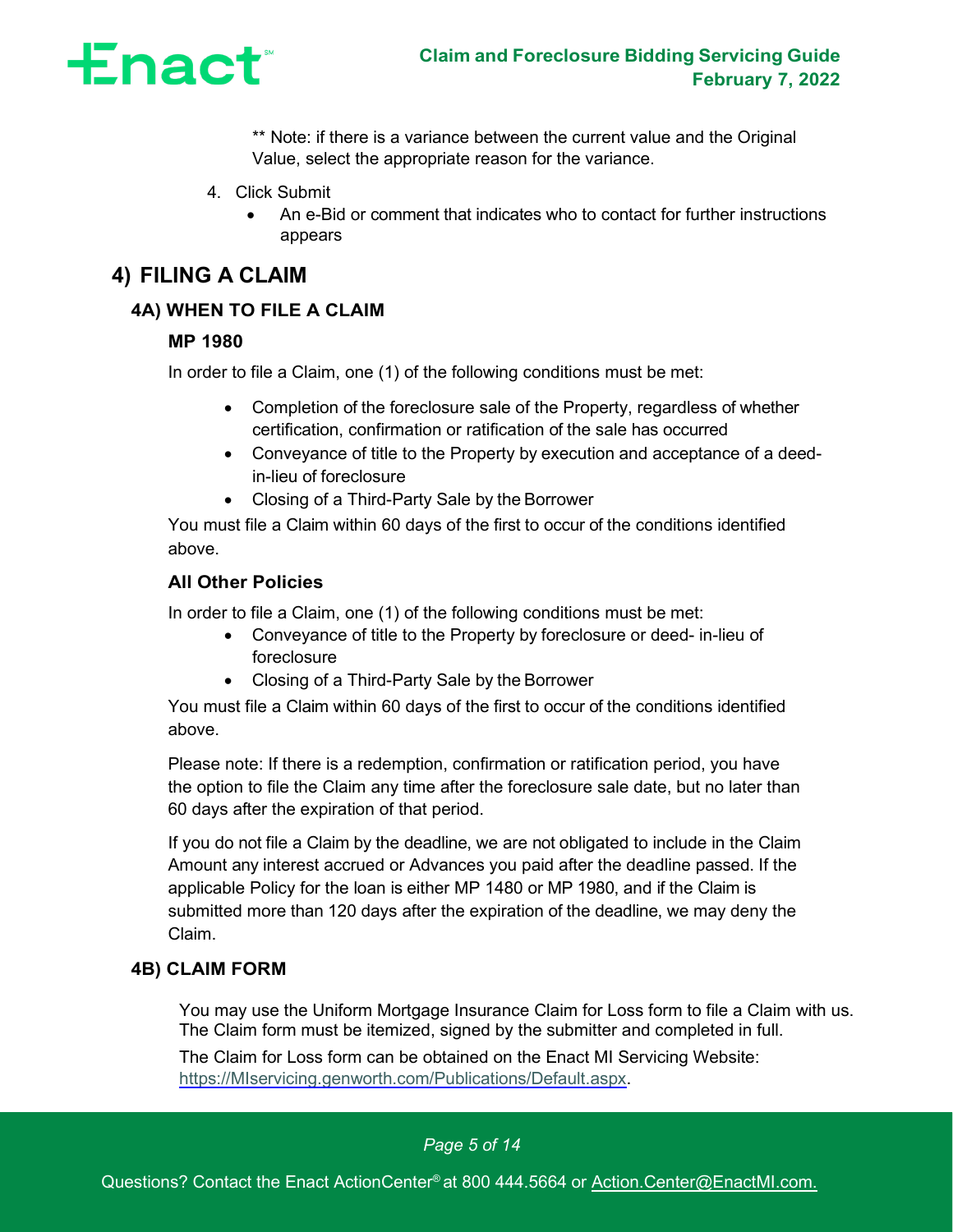** Note: if there is a variance between the current value and the Original Value, select the appropriate reason for the variance.

4. Click Submit
   - An e-Bid or comment that indicates who to contact for further instructions appears

# 4) FILING A CLAIM

## 4A) WHEN TO FILE A CLAIM

### MP 1980

In order to file a Claim, one (1) of the following conditions must be met:

- Completion of the foreclosure sale of the Property, regardless of whether certification, confirmation or ratification of the sale has occurred
- Conveyance of title to the Property by execution and acceptance of a deed-in-lieu of foreclosure
- Closing of a Third-Party Sale by the Borrower

You must file a Claim within 60 days of the first to occur of the conditions identified above.

### All Other Policies

In order to file a Claim, one (1) of the following conditions must be met:

- Conveyance of title to the Property by foreclosure or deed- in-lieu of foreclosure
- Closing of a Third-Party Sale by the Borrower

You must file a Claim within 60 days of the first to occur of the conditions identified above.

Please note: If there is a redemption, confirmation or ratification period, you have the option to file the Claim any time after the foreclosure sale date, but no later than 60 days after the expiration of that period.

If you do not file a Claim by the deadline, we are not obligated to include in the Claim Amount any interest accrued or Advances you paid after the deadline passed. If the applicable Policy for the loan is either MP 1480 or MP 1980, and if the Claim is submitted more than 120 days after the expiration of the deadline, we may deny the Claim.

## 4B) CLAIM FORM

You may use the Uniform Mortgage Insurance Claim for Loss form to file a Claim with us. The Claim form must be itemized, signed by the submitter and completed in full.

The Claim for Loss form can be obtained on the Enact MI Servicing Website: https://MIservicing.genworth.com/Publications/Default.aspx.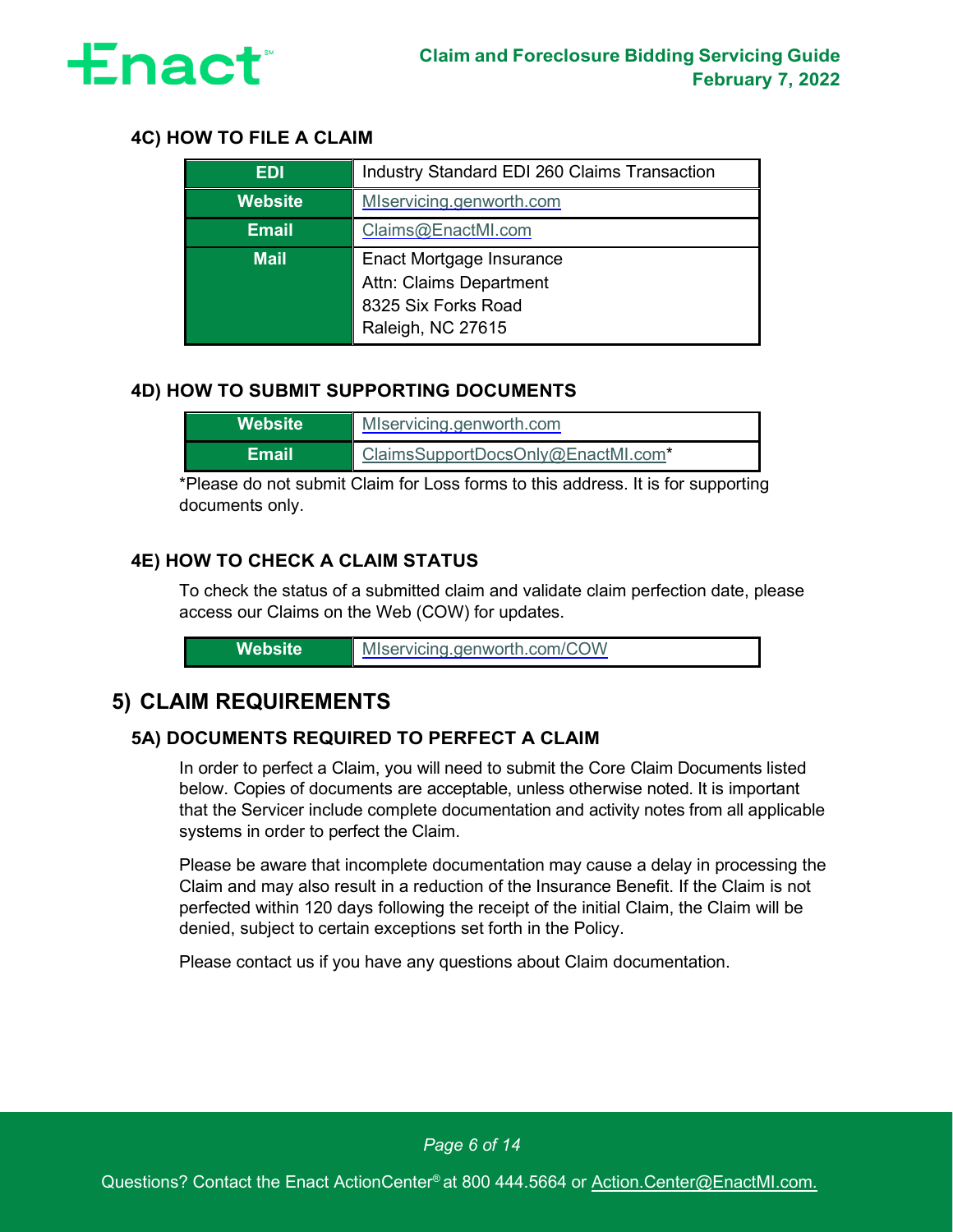### 4C) HOW TO FILE A CLAIM

| | |
|---|---|
| **EDI** | Industry Standard EDI 260 Claims Transaction |
| **Website** | MIservicing.genworth.com |
| **Email** | Claims@EnactMI.com |
| **Mail** | Enact Mortgage Insurance<br>Attn: Claims Department<br>8325 Six Forks Road<br>Raleigh, NC 27615 |

### 4D) HOW TO SUBMIT SUPPORTING DOCUMENTS

| | |
|---|---|
| **Website** | MIservicing.genworth.com |
| **Email** | ClaimsSupportDocsOnly@EnactMI.com* |

*Please do not submit Claim for Loss forms to this address. It is for supporting documents only.

### 4E) HOW TO CHECK A CLAIM STATUS

To check the status of a submitted claim and validate claim perfection date, please access our Claims on the Web (COW) for updates.

| | |
|---|---|
| **Website** | MIservicing.genworth.com/COW |

## 5) CLAIM REQUIREMENTS

### 5A) DOCUMENTS REQUIRED TO PERFECT A CLAIM

In order to perfect a Claim, you will need to submit the Core Claim Documents listed below. Copies of documents are acceptable, unless otherwise noted. It is important that the Servicer include complete documentation and activity notes from all applicable systems in order to perfect the Claim.

Please be aware that incomplete documentation may cause a delay in processing the Claim and may also result in a reduction of the Insurance Benefit. If the Claim is not perfected within 120 days following the receipt of the initial Claim, the Claim will be denied, subject to certain exceptions set forth in the Policy.

Please contact us if you have any questions about Claim documentation.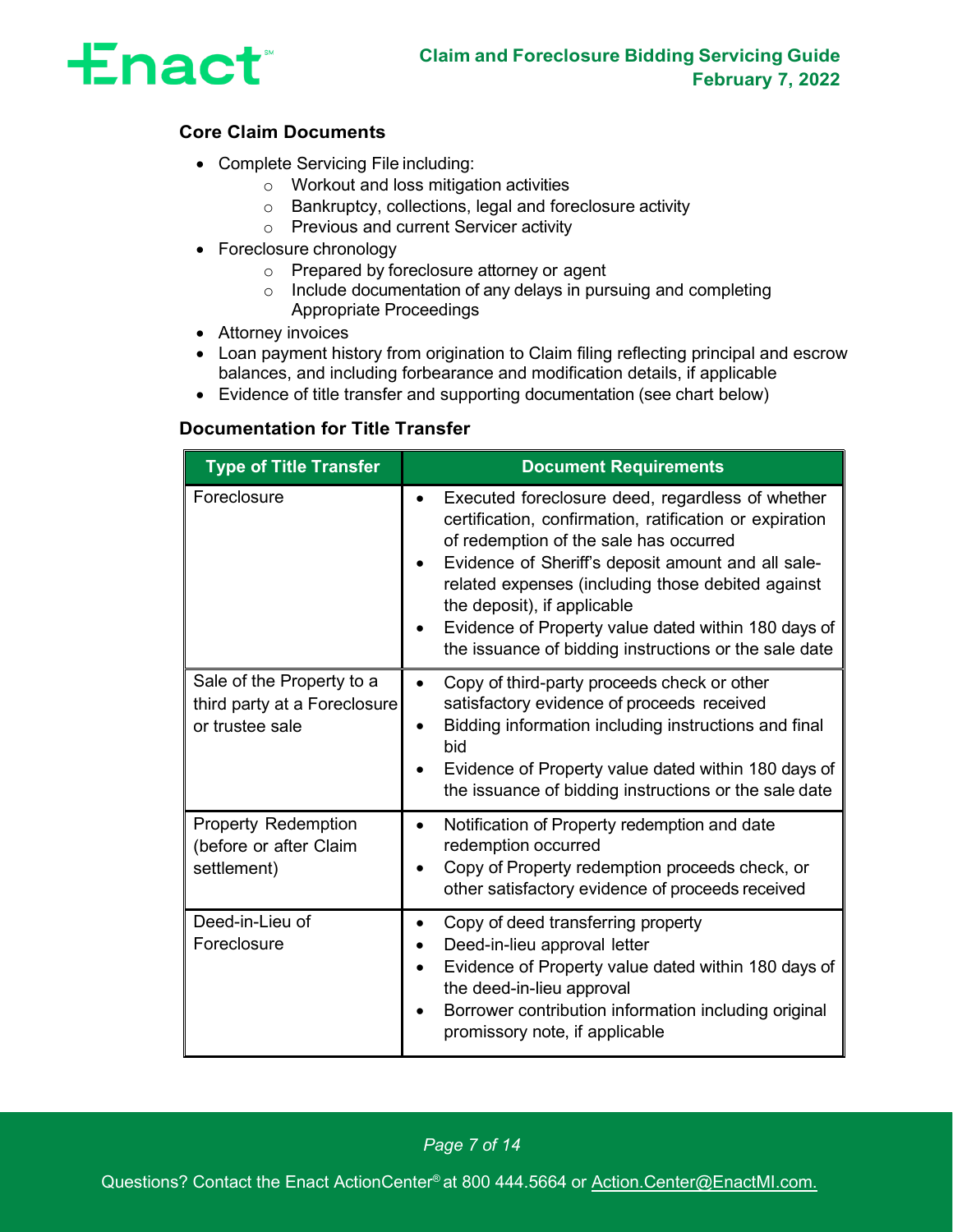### Core Claim Documents

- Complete Servicing File including:
  - Workout and loss mitigation activities
  - Bankruptcy, collections, legal and foreclosure activity
  - Previous and current Servicer activity
- Foreclosure chronology
  - Prepared by foreclosure attorney or agent
  - Include documentation of any delays in pursuing and completing Appropriate Proceedings
- Attorney invoices
- Loan payment history from origination to Claim filing reflecting principal and escrow balances, and including forbearance and modification details, if applicable
- Evidence of title transfer and supporting documentation (see chart below)

### Documentation for Title Transfer

| Type of Title Transfer | Document Requirements |
|---|---|
| Foreclosure | • Executed foreclosure deed, regardless of whether certification, confirmation, ratification or expiration of redemption of the sale has occurred<br>• Evidence of Sheriff's deposit amount and all sale-related expenses (including those debited against the deposit), if applicable<br>• Evidence of Property value dated within 180 days of the issuance of bidding instructions or the sale date |
| Sale of the Property to a third party at a Foreclosure or trustee sale | • Copy of third-party proceeds check or other satisfactory evidence of proceeds received<br>• Bidding information including instructions and final bid<br>• Evidence of Property value dated within 180 days of the issuance of bidding instructions or the sale date |
| Property Redemption (before or after Claim settlement) | • Notification of Property redemption and date redemption occurred<br>• Copy of Property redemption proceeds check, or other satisfactory evidence of proceeds received |
| Deed-in-Lieu of Foreclosure | • Copy of deed transferring property<br>• Deed-in-lieu approval letter<br>• Evidence of Property value dated within 180 days of the deed-in-lieu approval<br>• Borrower contribution information including original promissory note, if applicable |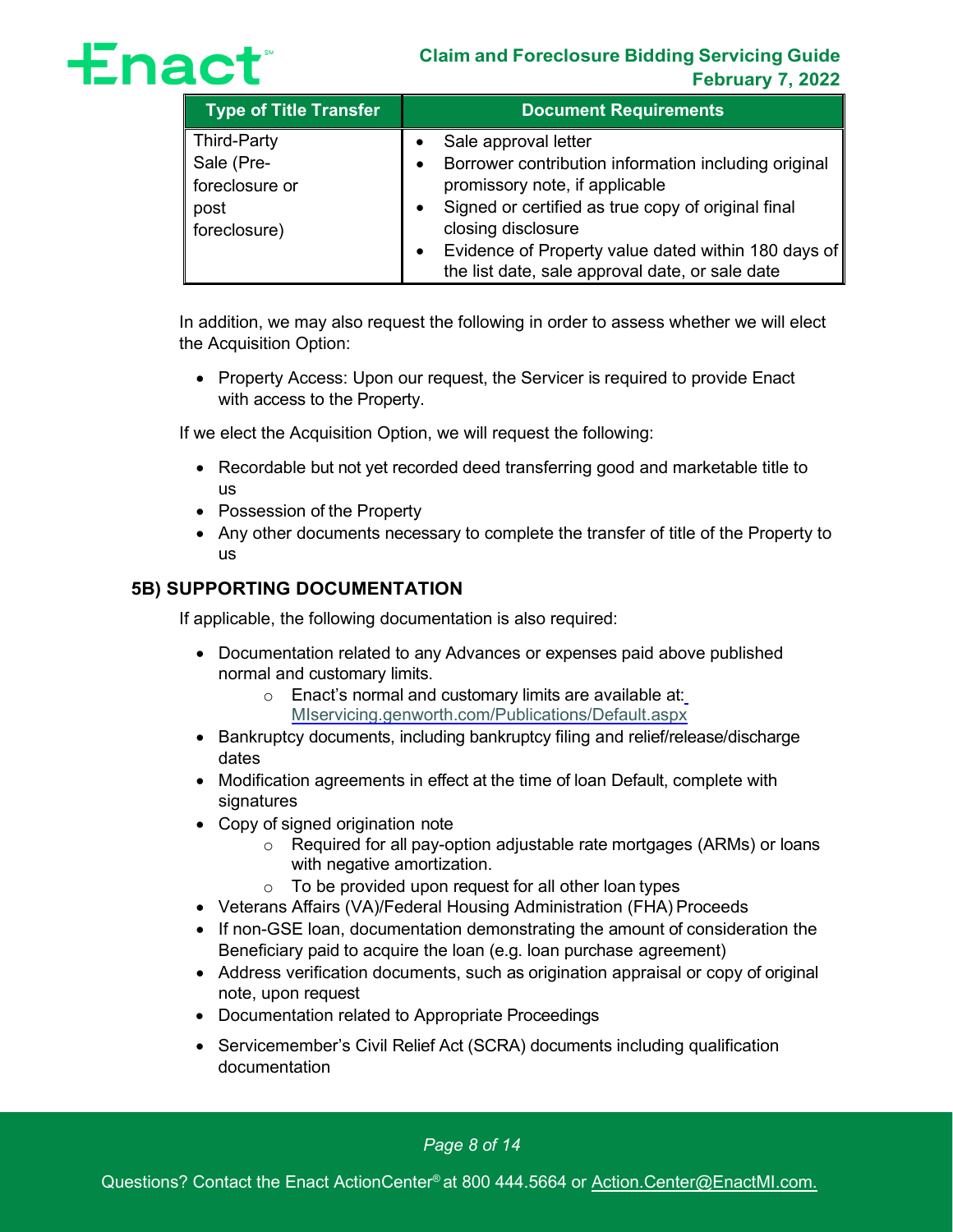| Type of Title Transfer | Document Requirements |
| --- | --- |
| Third-Party Sale (Pre-foreclosure or post foreclosure) | • Sale approval letter<br>• Borrower contribution information including original promissory note, if applicable<br>• Signed or certified as true copy of original final closing disclosure<br>• Evidence of Property value dated within 180 days of the list date, sale approval date, or sale date |

In addition, we may also request the following in order to assess whether we will elect the Acquisition Option:

- Property Access: Upon our request, the Servicer is required to provide Enact with access to the Property.

If we elect the Acquisition Option, we will request the following:

- Recordable but not yet recorded deed transferring good and marketable title to us
- Possession of the Property
- Any other documents necessary to complete the transfer of title of the Property to us

## 5B) SUPPORTING DOCUMENTATION

If applicable, the following documentation is also required:

- Documentation related to any Advances or expenses paid above published normal and customary limits.
  - Enact's normal and customary limits are available at: MIservicing.genworth.com/Publications/Default.aspx
- Bankruptcy documents, including bankruptcy filing and relief/release/discharge dates
- Modification agreements in effect at the time of loan Default, complete with signatures
- Copy of signed origination note
  - Required for all pay-option adjustable rate mortgages (ARMs) or loans with negative amortization.
  - To be provided upon request for all other loan types
- Veterans Affairs (VA)/Federal Housing Administration (FHA) Proceeds
- If non-GSE loan, documentation demonstrating the amount of consideration the Beneficiary paid to acquire the loan (e.g. loan purchase agreement)
- Address verification documents, such as origination appraisal or copy of original note, upon request
- Documentation related to Appropriate Proceedings
- Servicemember's Civil Relief Act (SCRA) documents including qualification documentation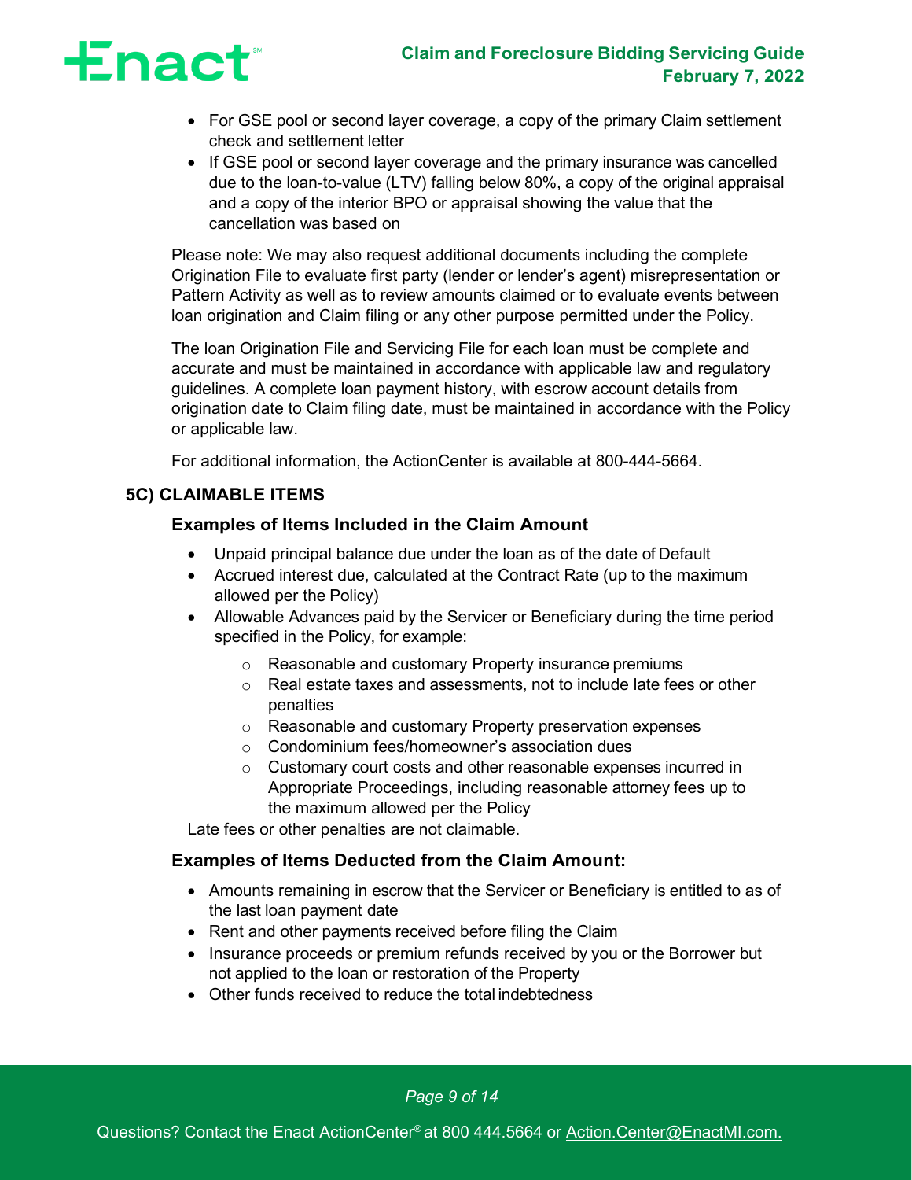- For GSE pool or second layer coverage, a copy of the primary Claim settlement check and settlement letter
- If GSE pool or second layer coverage and the primary insurance was cancelled due to the loan-to-value (LTV) falling below 80%, a copy of the original appraisal and a copy of the interior BPO or appraisal showing the value that the cancellation was based on

Please note: We may also request additional documents including the complete Origination File to evaluate first party (lender or lender's agent) misrepresentation or Pattern Activity as well as to review amounts claimed or to evaluate events between loan origination and Claim filing or any other purpose permitted under the Policy.

The loan Origination File and Servicing File for each loan must be complete and accurate and must be maintained in accordance with applicable law and regulatory guidelines. A complete loan payment history, with escrow account details from origination date to Claim filing date, must be maintained in accordance with the Policy or applicable law.

For additional information, the ActionCenter is available at 800-444-5664.

## 5C) CLAIMABLE ITEMS

### Examples of Items Included in the Claim Amount

- Unpaid principal balance due under the loan as of the date of Default
- Accrued interest due, calculated at the Contract Rate (up to the maximum allowed per the Policy)
- Allowable Advances paid by the Servicer or Beneficiary during the time period specified in the Policy, for example:
  - Reasonable and customary Property insurance premiums
  - Real estate taxes and assessments, not to include late fees or other penalties
  - Reasonable and customary Property preservation expenses
  - Condominium fees/homeowner's association dues
  - Customary court costs and other reasonable expenses incurred in Appropriate Proceedings, including reasonable attorney fees up to the maximum allowed per the Policy

Late fees or other penalties are not claimable.

### Examples of Items Deducted from the Claim Amount:

- Amounts remaining in escrow that the Servicer or Beneficiary is entitled to as of the last loan payment date
- Rent and other payments received before filing the Claim
- Insurance proceeds or premium refunds received by you or the Borrower but not applied to the loan or restoration of the Property
- Other funds received to reduce the total indebtedness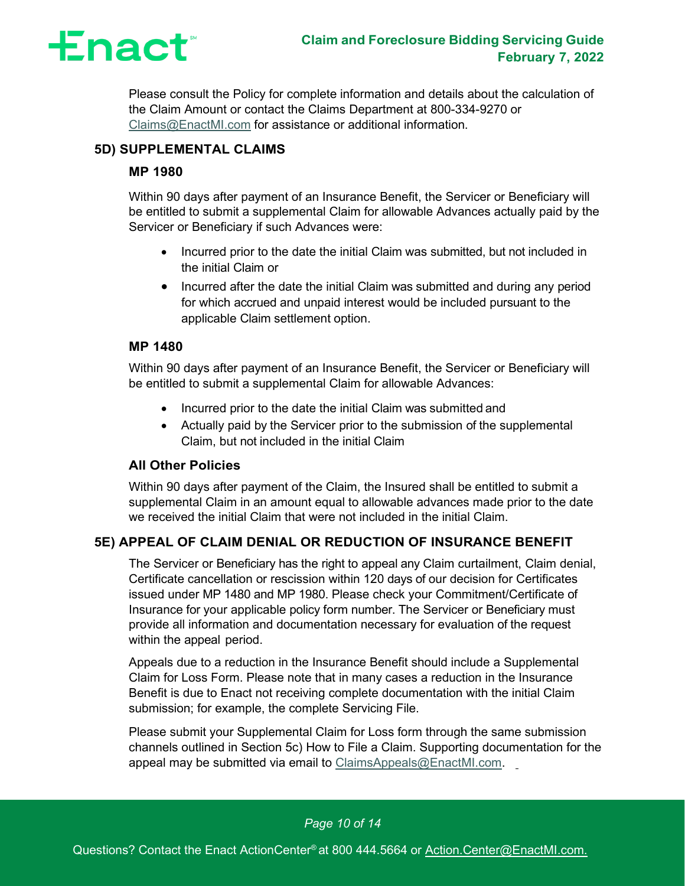Please consult the Policy for complete information and details about the calculation of the Claim Amount or contact the Claims Department at 800-334-9270 or Claims@EnactMI.com for assistance or additional information.

## 5D) SUPPLEMENTAL CLAIMS

### MP 1980

Within 90 days after payment of an Insurance Benefit, the Servicer or Beneficiary will be entitled to submit a supplemental Claim for allowable Advances actually paid by the Servicer or Beneficiary if such Advances were:

- Incurred prior to the date the initial Claim was submitted, but not included in the initial Claim or
- Incurred after the date the initial Claim was submitted and during any period for which accrued and unpaid interest would be included pursuant to the applicable Claim settlement option.

### MP 1480

Within 90 days after payment of an Insurance Benefit, the Servicer or Beneficiary will be entitled to submit a supplemental Claim for allowable Advances:

- Incurred prior to the date the initial Claim was submitted and
- Actually paid by the Servicer prior to the submission of the supplemental Claim, but not included in the initial Claim

### All Other Policies

Within 90 days after payment of the Claim, the Insured shall be entitled to submit a supplemental Claim in an amount equal to allowable advances made prior to the date we received the initial Claim that were not included in the initial Claim.

## 5E) APPEAL OF CLAIM DENIAL OR REDUCTION OF INSURANCE BENEFIT

The Servicer or Beneficiary has the right to appeal any Claim curtailment, Claim denial, Certificate cancellation or rescission within 120 days of our decision for Certificates issued under MP 1480 and MP 1980. Please check your Commitment/Certificate of Insurance for your applicable policy form number. The Servicer or Beneficiary must provide all information and documentation necessary for evaluation of the request within the appeal period.

Appeals due to a reduction in the Insurance Benefit should include a Supplemental Claim for Loss Form. Please note that in many cases a reduction in the Insurance Benefit is due to Enact not receiving complete documentation with the initial Claim submission; for example, the complete Servicing File.

Please submit your Supplemental Claim for Loss form through the same submission channels outlined in Section 5c) How to File a Claim. Supporting documentation for the appeal may be submitted via email to ClaimsAppeals@EnactMI.com.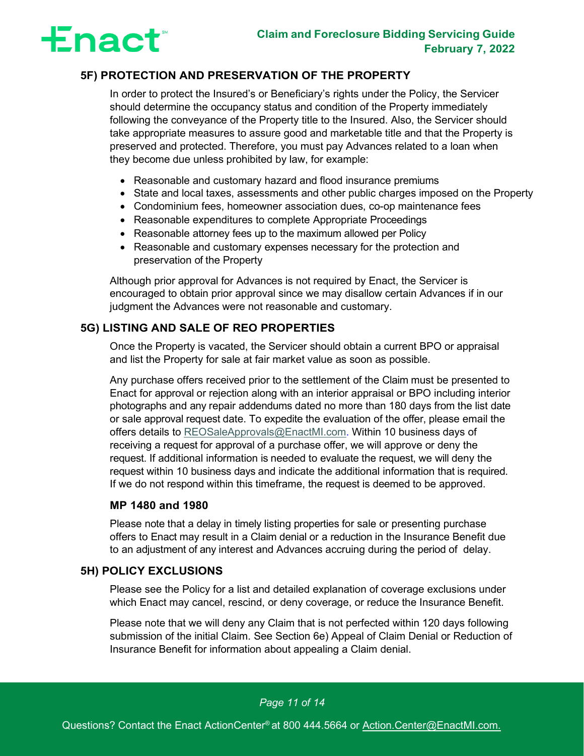## 5F) PROTECTION AND PRESERVATION OF THE PROPERTY

In order to protect the Insured's or Beneficiary's rights under the Policy, the Servicer should determine the occupancy status and condition of the Property immediately following the conveyance of the Property title to the Insured. Also, the Servicer should take appropriate measures to assure good and marketable title and that the Property is preserved and protected. Therefore, you must pay Advances related to a loan when they become due unless prohibited by law, for example:

- Reasonable and customary hazard and flood insurance premiums
- State and local taxes, assessments and other public charges imposed on the Property
- Condominium fees, homeowner association dues, co-op maintenance fees
- Reasonable expenditures to complete Appropriate Proceedings
- Reasonable attorney fees up to the maximum allowed per Policy
- Reasonable and customary expenses necessary for the protection and preservation of the Property

Although prior approval for Advances is not required by Enact, the Servicer is encouraged to obtain prior approval since we may disallow certain Advances if in our judgment the Advances were not reasonable and customary.

## 5G) LISTING AND SALE OF REO PROPERTIES

Once the Property is vacated, the Servicer should obtain a current BPO or appraisal and list the Property for sale at fair market value as soon as possible.

Any purchase offers received prior to the settlement of the Claim must be presented to Enact for approval or rejection along with an interior appraisal or BPO including interior photographs and any repair addendums dated no more than 180 days from the list date or sale approval request date. To expedite the evaluation of the offer, please email the offers details to REOSaleApprovals@EnactMI.com. Within 10 business days of receiving a request for approval of a purchase offer, we will approve or deny the request. If additional information is needed to evaluate the request, we will deny the request within 10 business days and indicate the additional information that is required. If we do not respond within this timeframe, the request is deemed to be approved.

### MP 1480 and 1980

Please note that a delay in timely listing properties for sale or presenting purchase offers to Enact may result in a Claim denial or a reduction in the Insurance Benefit due to an adjustment of any interest and Advances accruing during the period of delay.

## 5H) POLICY EXCLUSIONS

Please see the Policy for a list and detailed explanation of coverage exclusions under which Enact may cancel, rescind, or deny coverage, or reduce the Insurance Benefit.

Please note that we will deny any Claim that is not perfected within 120 days following submission of the initial Claim. See Section 6e) Appeal of Claim Denial or Reduction of Insurance Benefit for information about appealing a Claim denial.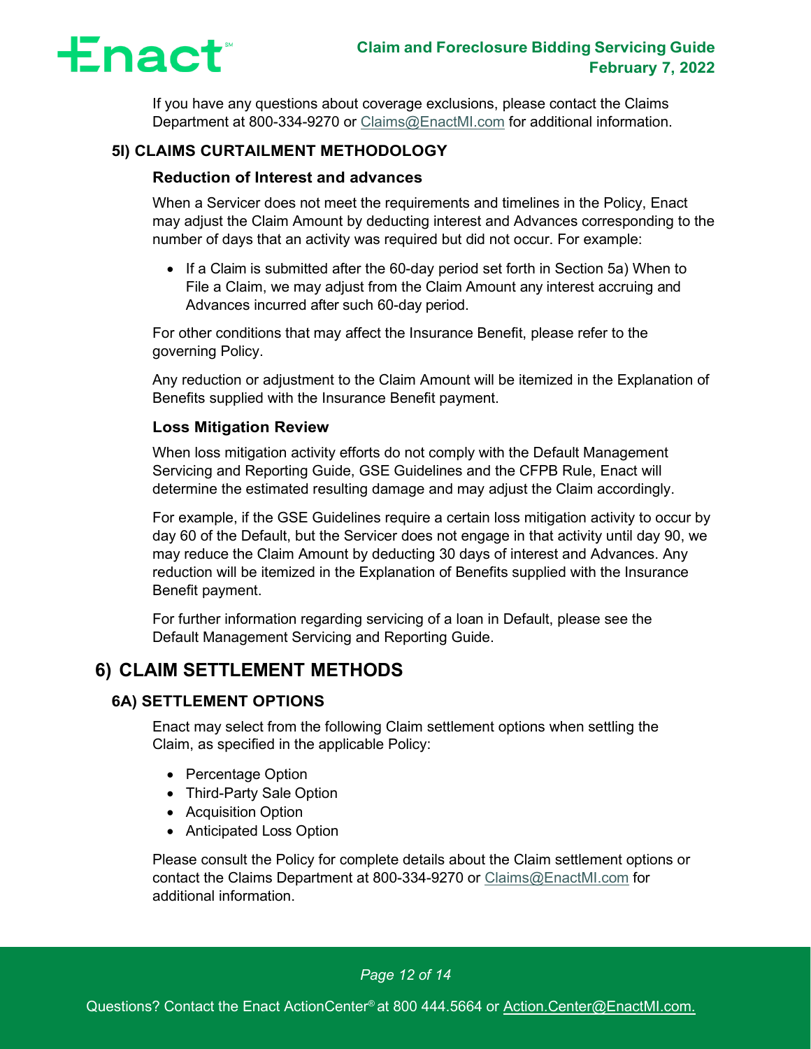If you have any questions about coverage exclusions, please contact the Claims Department at 800-334-9270 or Claims@EnactMI.com for additional information.

### 5I) CLAIMS CURTAILMENT METHODOLOGY

#### Reduction of Interest and advances

When a Servicer does not meet the requirements and timelines in the Policy, Enact may adjust the Claim Amount by deducting interest and Advances corresponding to the number of days that an activity was required but did not occur. For example:

- If a Claim is submitted after the 60-day period set forth in Section 5a) When to File a Claim, we may adjust from the Claim Amount any interest accruing and Advances incurred after such 60-day period.

For other conditions that may affect the Insurance Benefit, please refer to the governing Policy.

Any reduction or adjustment to the Claim Amount will be itemized in the Explanation of Benefits supplied with the Insurance Benefit payment.

#### Loss Mitigation Review

When loss mitigation activity efforts do not comply with the Default Management Servicing and Reporting Guide, GSE Guidelines and the CFPB Rule, Enact will determine the estimated resulting damage and may adjust the Claim accordingly.

For example, if the GSE Guidelines require a certain loss mitigation activity to occur by day 60 of the Default, but the Servicer does not engage in that activity until day 90, we may reduce the Claim Amount by deducting 30 days of interest and Advances. Any reduction will be itemized in the Explanation of Benefits supplied with the Insurance Benefit payment.

For further information regarding servicing of a loan in Default, please see the Default Management Servicing and Reporting Guide.

## 6) CLAIM SETTLEMENT METHODS

### 6A) SETTLEMENT OPTIONS

Enact may select from the following Claim settlement options when settling the Claim, as specified in the applicable Policy:

- Percentage Option
- Third-Party Sale Option
- Acquisition Option
- Anticipated Loss Option

Please consult the Policy for complete details about the Claim settlement options or contact the Claims Department at 800-334-9270 or Claims@EnactMI.com for additional information.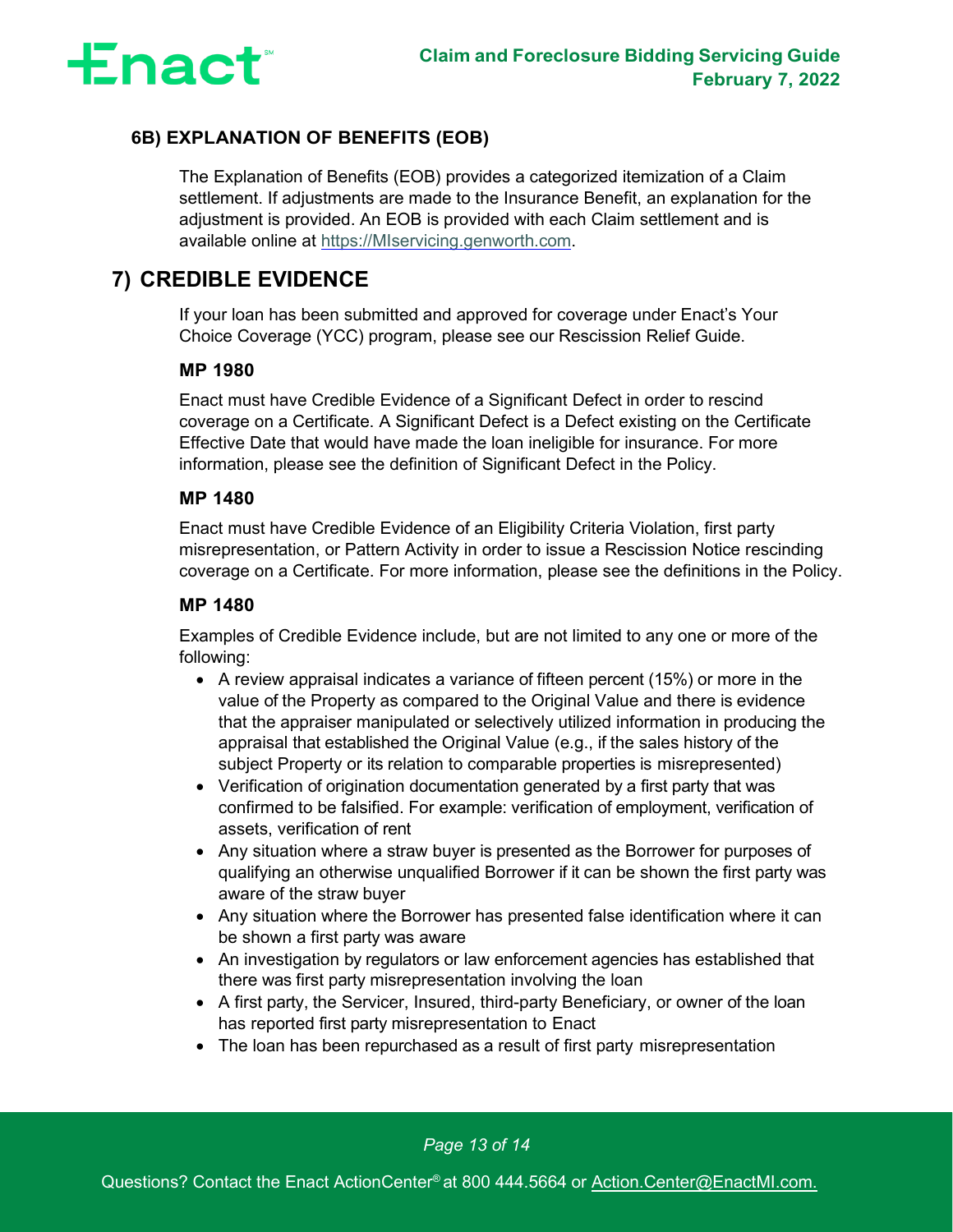### 6B) EXPLANATION OF BENEFITS (EOB)

The Explanation of Benefits (EOB) provides a categorized itemization of a Claim settlement. If adjustments are made to the Insurance Benefit, an explanation for the adjustment is provided. An EOB is provided with each Claim settlement and is available online at https://MIservicing.genworth.com.

## 7) CREDIBLE EVIDENCE

If your loan has been submitted and approved for coverage under Enact's Your Choice Coverage (YCC) program, please see our Rescission Relief Guide.

**MP 1980**

Enact must have Credible Evidence of a Significant Defect in order to rescind coverage on a Certificate. A Significant Defect is a Defect existing on the Certificate Effective Date that would have made the loan ineligible for insurance. For more information, please see the definition of Significant Defect in the Policy.

**MP 1480**

Enact must have Credible Evidence of an Eligibility Criteria Violation, first party misrepresentation, or Pattern Activity in order to issue a Rescission Notice rescinding coverage on a Certificate. For more information, please see the definitions in the Policy.

**MP 1480**

Examples of Credible Evidence include, but are not limited to any one or more of the following:

- A review appraisal indicates a variance of fifteen percent (15%) or more in the value of the Property as compared to the Original Value and there is evidence that the appraiser manipulated or selectively utilized information in producing the appraisal that established the Original Value (e.g., if the sales history of the subject Property or its relation to comparable properties is misrepresented)
- Verification of origination documentation generated by a first party that was confirmed to be falsified. For example: verification of employment, verification of assets, verification of rent
- Any situation where a straw buyer is presented as the Borrower for purposes of qualifying an otherwise unqualified Borrower if it can be shown the first party was aware of the straw buyer
- Any situation where the Borrower has presented false identification where it can be shown a first party was aware
- An investigation by regulators or law enforcement agencies has established that there was first party misrepresentation involving the loan
- A first party, the Servicer, Insured, third-party Beneficiary, or owner of the loan has reported first party misrepresentation to Enact
- The loan has been repurchased as a result of first party misrepresentation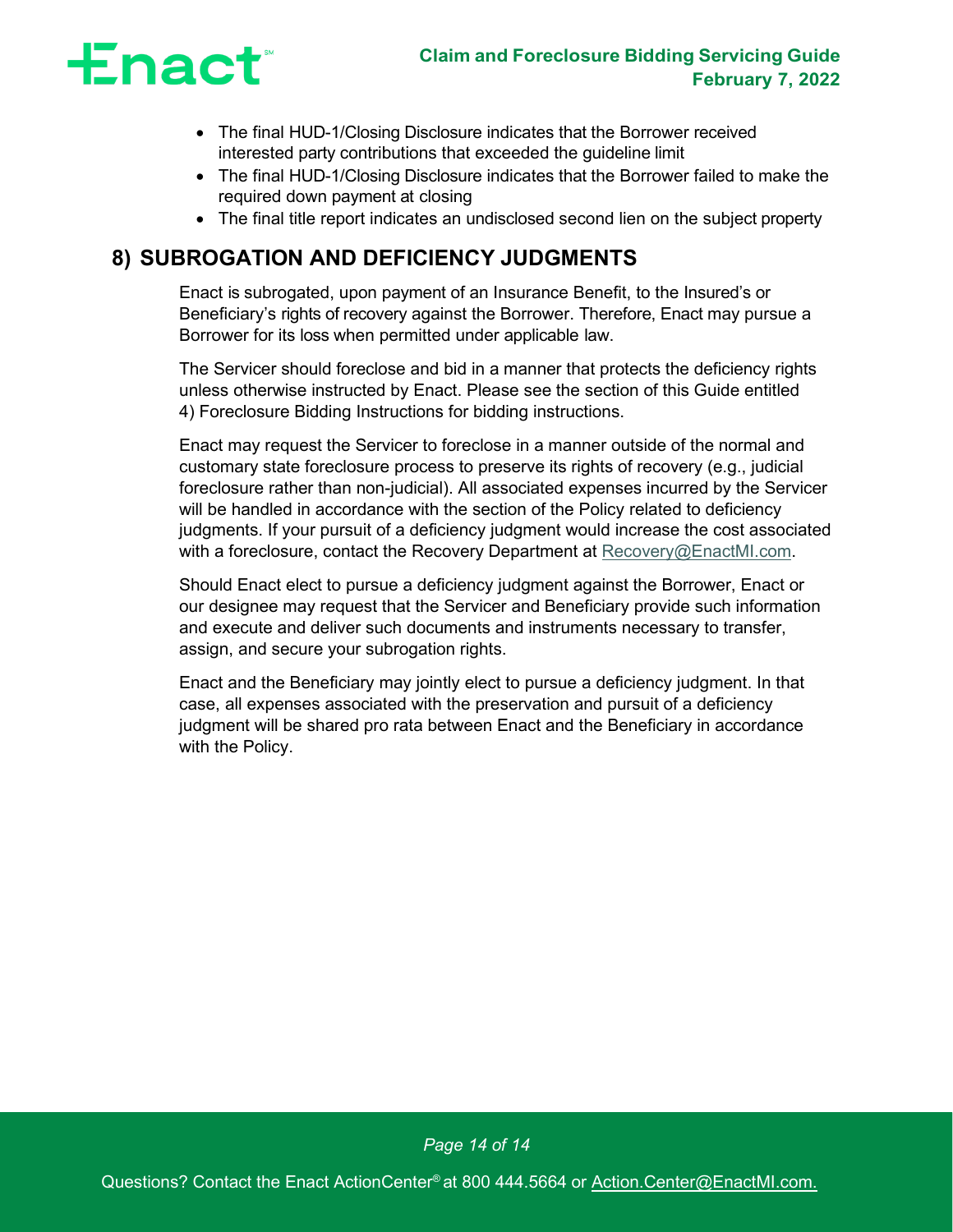- The final HUD-1/Closing Disclosure indicates that the Borrower received interested party contributions that exceeded the guideline limit
- The final HUD-1/Closing Disclosure indicates that the Borrower failed to make the required down payment at closing
- The final title report indicates an undisclosed second lien on the subject property

## 8) SUBROGATION AND DEFICIENCY JUDGMENTS

Enact is subrogated, upon payment of an Insurance Benefit, to the Insured's or Beneficiary's rights of recovery against the Borrower. Therefore, Enact may pursue a Borrower for its loss when permitted under applicable law.

The Servicer should foreclose and bid in a manner that protects the deficiency rights unless otherwise instructed by Enact. Please see the section of this Guide entitled 4) Foreclosure Bidding Instructions for bidding instructions.

Enact may request the Servicer to foreclose in a manner outside of the normal and customary state foreclosure process to preserve its rights of recovery (e.g., judicial foreclosure rather than non-judicial). All associated expenses incurred by the Servicer will be handled in accordance with the section of the Policy related to deficiency judgments. If your pursuit of a deficiency judgment would increase the cost associated with a foreclosure, contact the Recovery Department at Recovery@EnactMI.com.

Should Enact elect to pursue a deficiency judgment against the Borrower, Enact or our designee may request that the Servicer and Beneficiary provide such information and execute and deliver such documents and instruments necessary to transfer, assign, and secure your subrogation rights.

Enact and the Beneficiary may jointly elect to pursue a deficiency judgment. In that case, all expenses associated with the preservation and pursuit of a deficiency judgment will be shared pro rata between Enact and the Beneficiary in accordance with the Policy.